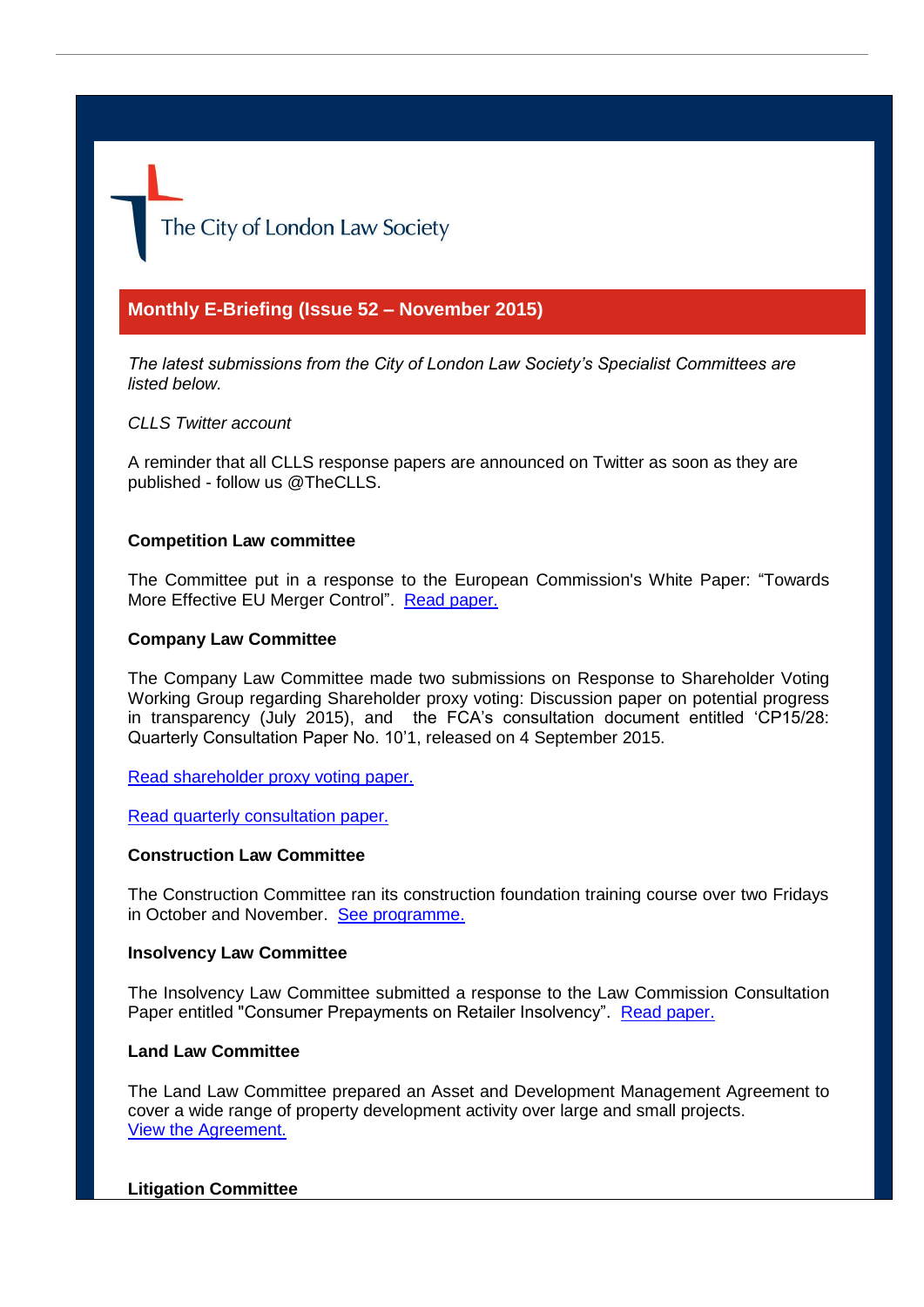The City of London Law Society

## Monthly E-Briefing (Issue 52 – November 2015)

*The latest submissions from the City of London Law Society's Specialist Committees are listed below.*

*CLLS Twitter account*

A reminder that all CLLS response papers are announced on Twitter as soon as they are published - follow us @TheCLLS.

**Competition Law committee**

The Committee put in a response to the European Commission's White Paper: "Towards More Effective EU Merger Control". Read paper.

**Company Law Committee**

The Company Law Committee made two submissions on Response to Shareholder Voting Working Group regarding Shareholder proxy voting: Discussion paper on potential progress in transparency (July 2015), and the FCA's consultation document entitled 'CP15/28: Quarterly Consultation Paper No. 10'1, released on 4 September 2015.

Read shareholder proxy voting paper.

Read quarterly consultation paper.

**Construction Law Committee**

The Construction Committee ran its construction foundation training course over two Fridays in October and November. See programme.

**Insolvency Law Committee**

The Insolvency Law Committee submitted a response to the Law Commission Consultation Paper entitled "Consumer Prepayments on Retailer Insolvency". Read paper.

**Land Law Committee**

The Land Law Committee prepared an Asset and Development Management Agreement to cover a wide range of property development activity over large and small projects.
View the Agreement.

**Litigation Committee**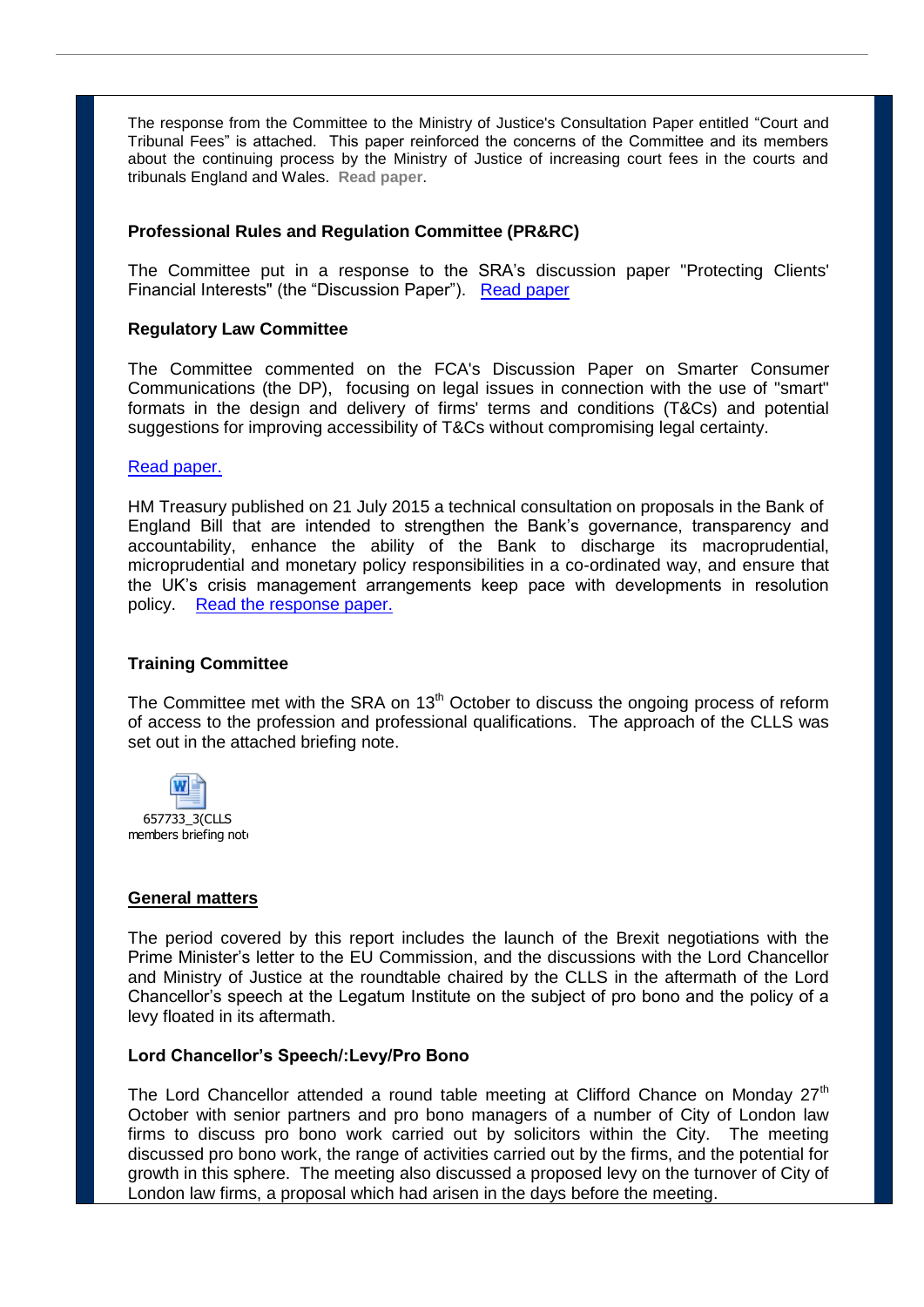The response from the Committee to the Ministry of Justice's Consultation Paper entitled "Court and Tribunal Fees" is attached. This paper reinforced the concerns of the Committee and its members about the continuing process by the Ministry of Justice of increasing court fees in the courts and tribunals England and Wales. **Read paper**.

### Professional Rules and Regulation Committee (PR&RC)

The Committee put in a response to the SRA's discussion paper "Protecting Clients' Financial Interests" (the "Discussion Paper"). [Read paper]

### Regulatory Law Committee

The Committee commented on the FCA's Discussion Paper on Smarter Consumer Communications (the DP), focusing on legal issues in connection with the use of "smart" formats in the design and delivery of firms' terms and conditions (T&Cs) and potential suggestions for improving accessibility of T&Cs without compromising legal certainty.

[Read paper.]

HM Treasury published on 21 July 2015 a technical consultation on proposals in the Bank of England Bill that are intended to strengthen the Bank's governance, transparency and accountability, enhance the ability of the Bank to discharge its macroprudential, microprudential and monetary policy responsibilities in a co-ordinated way, and ensure that the UK's crisis management arrangements keep pace with developments in resolution policy. [Read the response paper.]

### Training Committee

The Committee met with the SRA on 13th October to discuss the ongoing process of reform of access to the profession and professional qualifications. The approach of the CLLS was set out in the attached briefing note.

657733_3(CLLS members briefing note

## General matters

The period covered by this report includes the launch of the Brexit negotiations with the Prime Minister's letter to the EU Commission, and the discussions with the Lord Chancellor and Ministry of Justice at the roundtable chaired by the CLLS in the aftermath of the Lord Chancellor's speech at the Legatum Institute on the subject of pro bono and the policy of a levy floated in its aftermath.

### Lord Chancellor's Speech/:Levy/Pro Bono

The Lord Chancellor attended a round table meeting at Clifford Chance on Monday 27th October with senior partners and pro bono managers of a number of City of London law firms to discuss pro bono work carried out by solicitors within the City. The meeting discussed pro bono work, the range of activities carried out by the firms, and the potential for growth in this sphere. The meeting also discussed a proposed levy on the turnover of City of London law firms, a proposal which had arisen in the days before the meeting.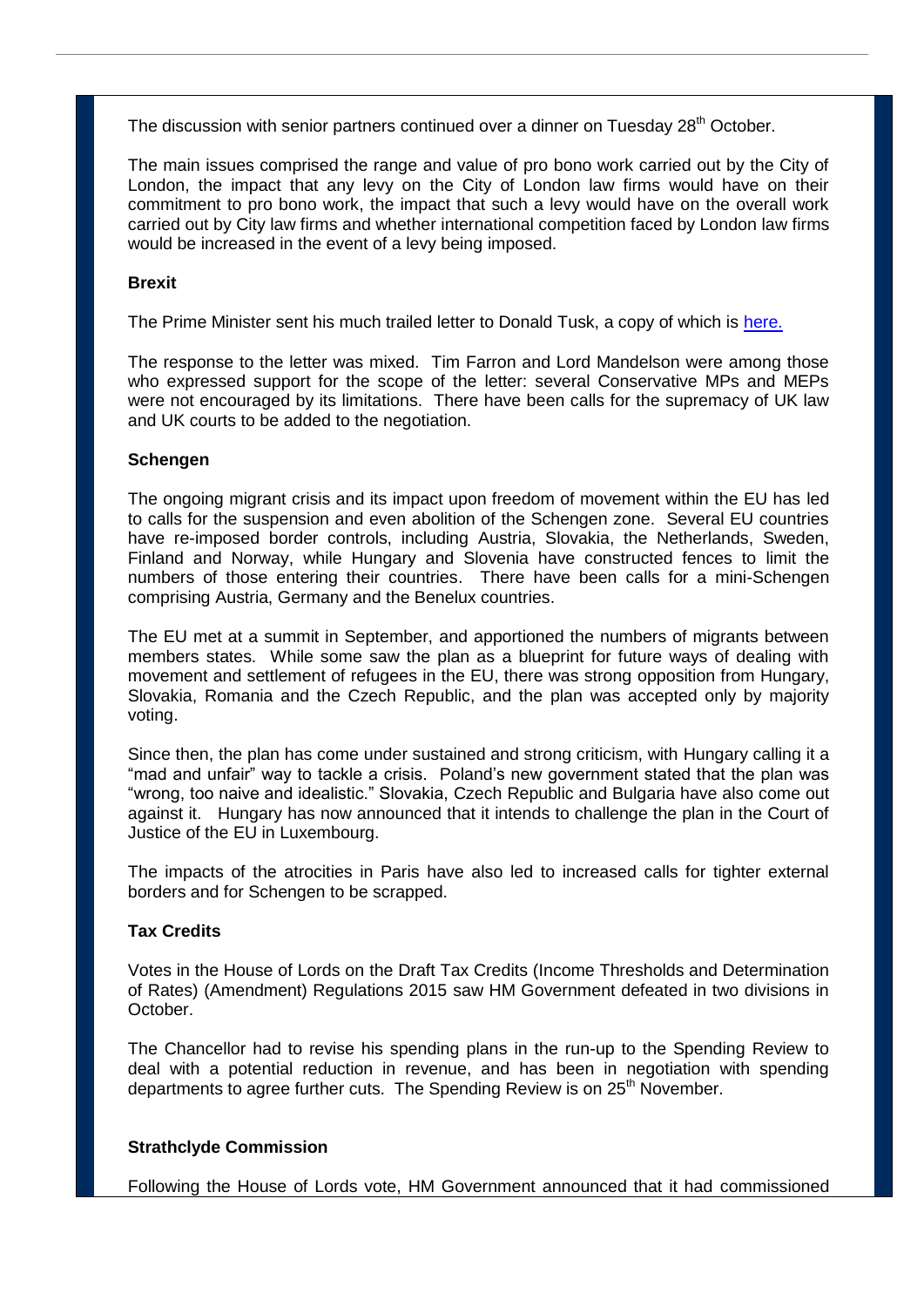The discussion with senior partners continued over a dinner on Tuesday 28th October.

The main issues comprised the range and value of pro bono work carried out by the City of London, the impact that any levy on the City of London law firms would have on their commitment to pro bono work, the impact that such a levy would have on the overall work carried out by City law firms and whether international competition faced by London law firms would be increased in the event of a levy being imposed.

**Brexit**

The Prime Minister sent his much trailed letter to Donald Tusk, a copy of which is [here.]()

The response to the letter was mixed. Tim Farron and Lord Mandelson were among those who expressed support for the scope of the letter: several Conservative MPs and MEPs were not encouraged by its limitations. There have been calls for the supremacy of UK law and UK courts to be added to the negotiation.

**Schengen**

The ongoing migrant crisis and its impact upon freedom of movement within the EU has led to calls for the suspension and even abolition of the Schengen zone. Several EU countries have re-imposed border controls, including Austria, Slovakia, the Netherlands, Sweden, Finland and Norway, while Hungary and Slovenia have constructed fences to limit the numbers of those entering their countries. There have been calls for a mini-Schengen comprising Austria, Germany and the Benelux countries.

The EU met at a summit in September, and apportioned the numbers of migrants between members states. While some saw the plan as a blueprint for future ways of dealing with movement and settlement of refugees in the EU, there was strong opposition from Hungary, Slovakia, Romania and the Czech Republic, and the plan was accepted only by majority voting.

Since then, the plan has come under sustained and strong criticism, with Hungary calling it a "mad and unfair" way to tackle a crisis. Poland's new government stated that the plan was "wrong, too naive and idealistic." Slovakia, Czech Republic and Bulgaria have also come out against it. Hungary has now announced that it intends to challenge the plan in the Court of Justice of the EU in Luxembourg.

The impacts of the atrocities in Paris have also led to increased calls for tighter external borders and for Schengen to be scrapped.

**Tax Credits**

Votes in the House of Lords on the Draft Tax Credits (Income Thresholds and Determination of Rates) (Amendment) Regulations 2015 saw HM Government defeated in two divisions in October.

The Chancellor had to revise his spending plans in the run-up to the Spending Review to deal with a potential reduction in revenue, and has been in negotiation with spending departments to agree further cuts. The Spending Review is on 25th November.

**Strathclyde Commission**

Following the House of Lords vote, HM Government announced that it had commissioned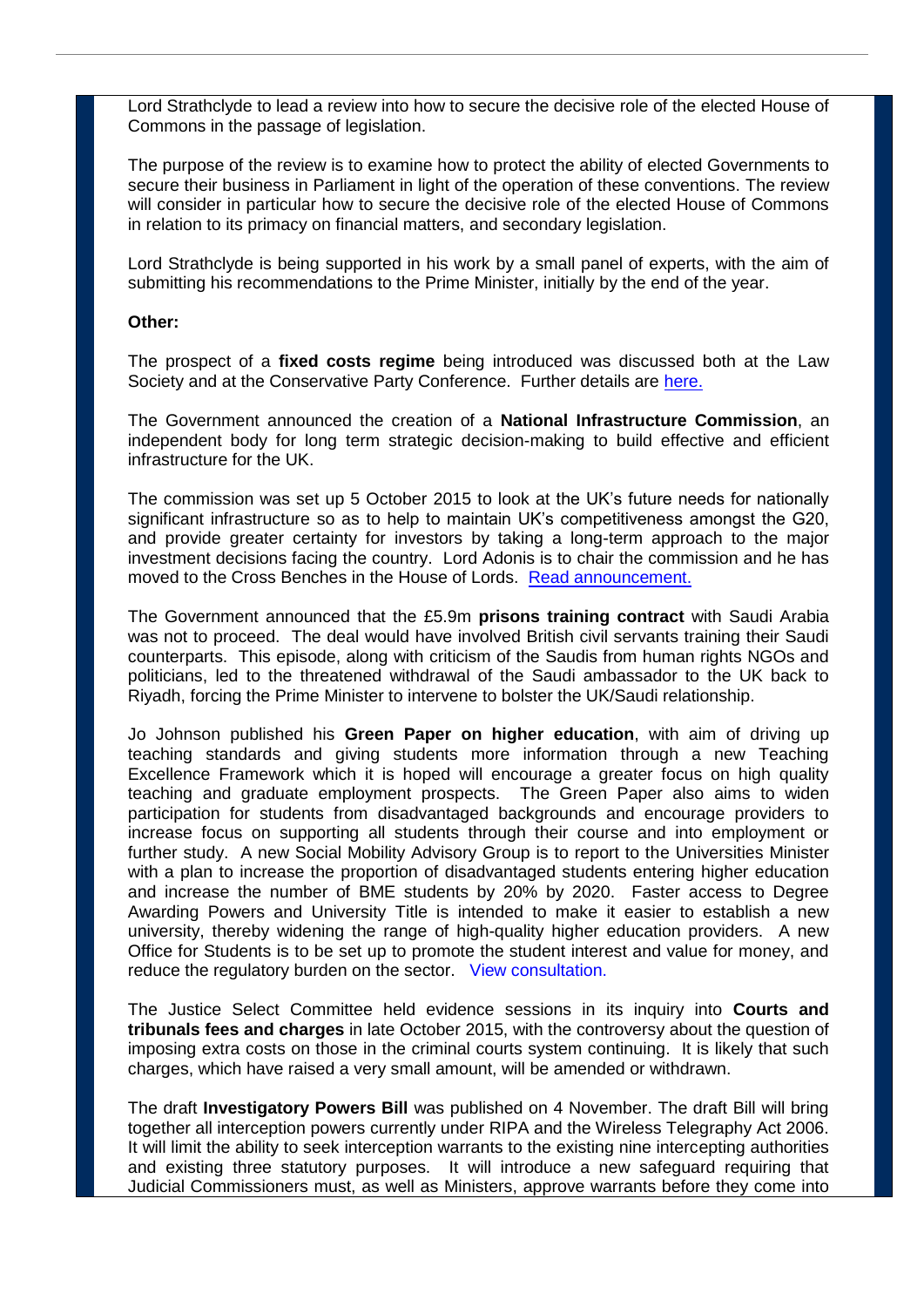Lord Strathclyde to lead a review into how to secure the decisive role of the elected House of Commons in the passage of legislation.

The purpose of the review is to examine how to protect the ability of elected Governments to secure their business in Parliament in light of the operation of these conventions. The review will consider in particular how to secure the decisive role of the elected House of Commons in relation to its primacy on financial matters, and secondary legislation.

Lord Strathclyde is being supported in his work by a small panel of experts, with the aim of submitting his recommendations to the Prime Minister, initially by the end of the year.

**Other:**

The prospect of a **fixed costs regime** being introduced was discussed both at the Law Society and at the Conservative Party Conference. Further details are here.

The Government announced the creation of a **National Infrastructure Commission**, an independent body for long term strategic decision-making to build effective and efficient infrastructure for the UK.

The commission was set up 5 October 2015 to look at the UK's future needs for nationally significant infrastructure so as to help to maintain UK's competitiveness amongst the G20, and provide greater certainty for investors by taking a long-term approach to the major investment decisions facing the country. Lord Adonis is to chair the commission and he has moved to the Cross Benches in the House of Lords. Read announcement.

The Government announced that the £5.9m **prisons training contract** with Saudi Arabia was not to proceed. The deal would have involved British civil servants training their Saudi counterparts. This episode, along with criticism of the Saudis from human rights NGOs and politicians, led to the threatened withdrawal of the Saudi ambassador to the UK back to Riyadh, forcing the Prime Minister to intervene to bolster the UK/Saudi relationship.

Jo Johnson published his **Green Paper on higher education**, with aim of driving up teaching standards and giving students more information through a new Teaching Excellence Framework which it is hoped will encourage a greater focus on high quality teaching and graduate employment prospects. The Green Paper also aims to widen participation for students from disadvantaged backgrounds and encourage providers to increase focus on supporting all students through their course and into employment or further study. A new Social Mobility Advisory Group is to report to the Universities Minister with a plan to increase the proportion of disadvantaged students entering higher education and increase the number of BME students by 20% by 2020. Faster access to Degree Awarding Powers and University Title is intended to make it easier to establish a new university, thereby widening the range of high-quality higher education providers. A new Office for Students is to be set up to promote the student interest and value for money, and reduce the regulatory burden on the sector. View consultation.

The Justice Select Committee held evidence sessions in its inquiry into **Courts and tribunals fees and charges** in late October 2015, with the controversy about the question of imposing extra costs on those in the criminal courts system continuing. It is likely that such charges, which have raised a very small amount, will be amended or withdrawn.

The draft **Investigatory Powers Bill** was published on 4 November. The draft Bill will bring together all interception powers currently under RIPA and the Wireless Telegraphy Act 2006. It will limit the ability to seek interception warrants to the existing nine intercepting authorities and existing three statutory purposes. It will introduce a new safeguard requiring that Judicial Commissioners must, as well as Ministers, approve warrants before they come into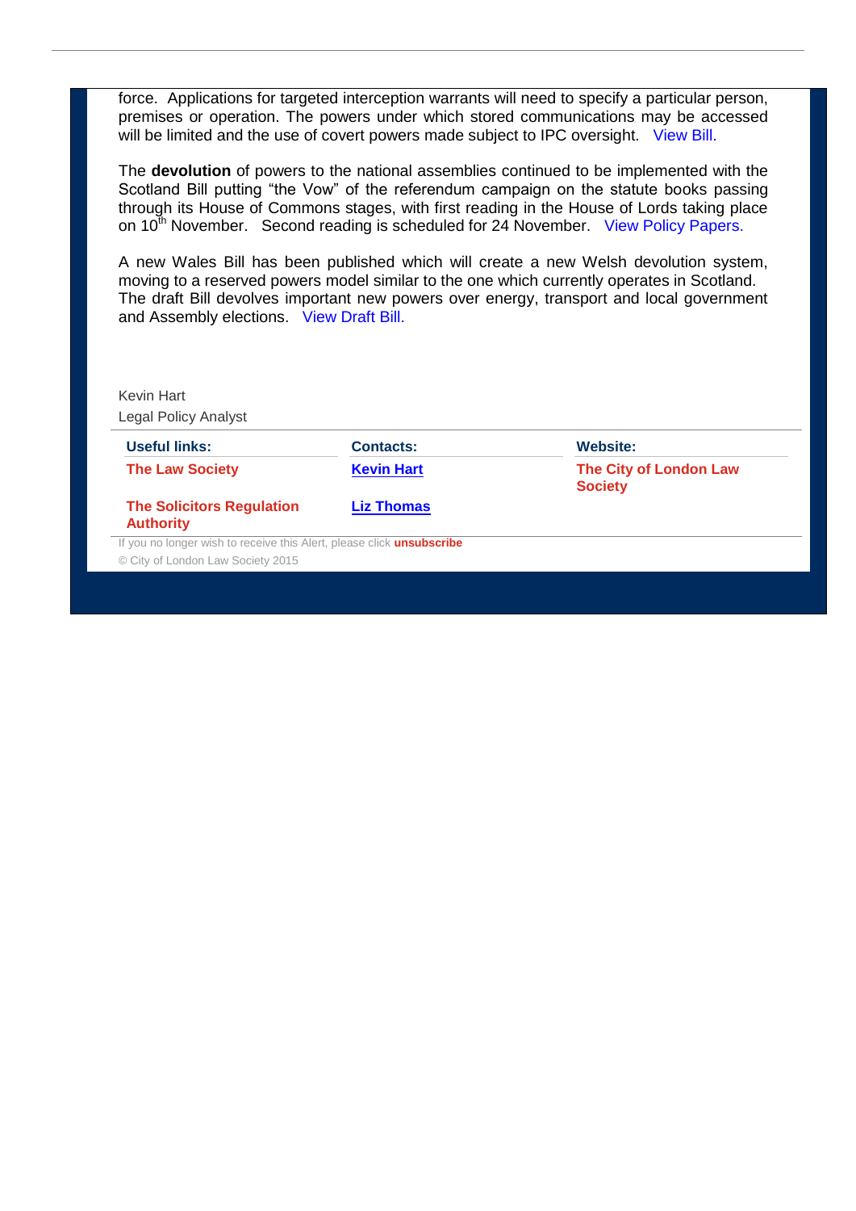force. Applications for targeted interception warrants will need to specify a particular person, premises or operation. The powers under which stored communications may be accessed will be limited and the use of covert powers made subject to IPC oversight. View Bill.

The **devolution** of powers to the national assemblies continued to be implemented with the Scotland Bill putting "the Vow" of the referendum campaign on the statute books passing through its House of Commons stages, with first reading in the House of Lords taking place on 10th November. Second reading is scheduled for 24 November. View Policy Papers.

A new Wales Bill has been published which will create a new Welsh devolution system, moving to a reserved powers model similar to the one which currently operates in Scotland. The draft Bill devolves important new powers over energy, transport and local government and Assembly elections. View Draft Bill.

Kevin Hart
Legal Policy Analyst

| **Useful links:** | **Contacts:** | **Website:** |
| --- | --- | --- |
| **The Law Society** | **Kevin Hart** | **The City of London Law Society** |
| **The Solicitors Regulation Authority** | **Liz Thomas** | |

If you no longer wish to receive this Alert, please click **unsubscribe**

© City of London Law Society 2015